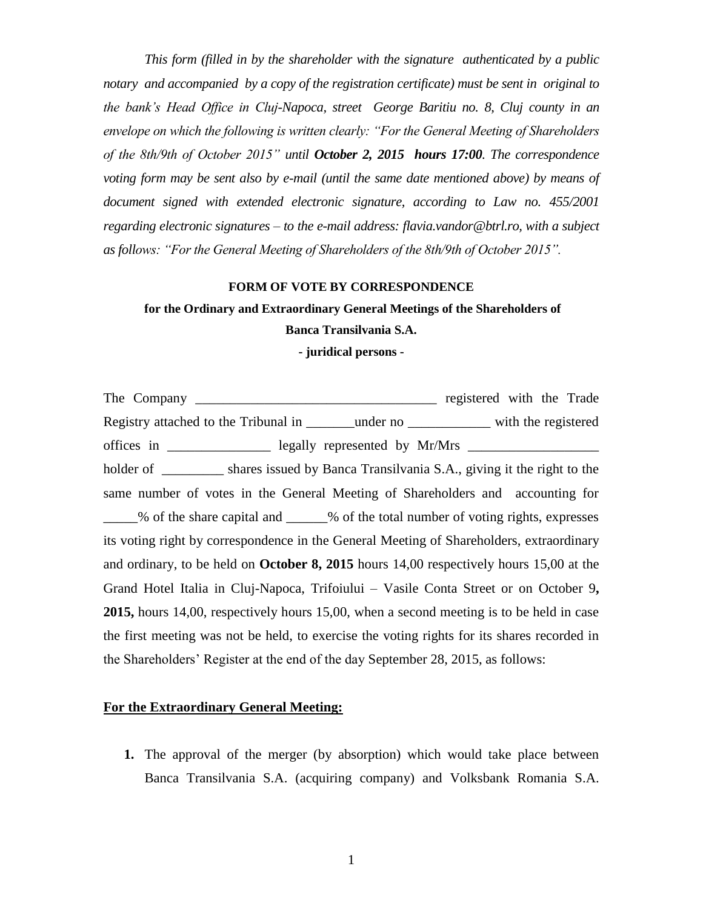*This form (filled in by the shareholder with the signature authenticated by a public notary and accompanied by a copy of the registration certificate) must be sent in original to the bank's Head Office in Cluj-Napoca, street George Baritiu no. 8, Cluj county in an envelope on which the following is written clearly: "For the General Meeting of Shareholders of the 8th/9th of October 2015" until **October 2, 2015 hours 17:00**. The correspondence voting form may be sent also by e-mail (until the same date mentioned above) by means of document signed with extended electronic signature, according to Law no. 455/2001 regarding electronic signatures – to the e-mail address: flavia.vandor@btrl.ro, with a subject as follows: "For the General Meeting of Shareholders of the 8th/9th of October 2015".*

**FORM OF VOTE BY CORRESPONDENCE**

**for the Ordinary and Extraordinary General Meetings of the Shareholders of Banca Transilvania S.A.**

**- juridical persons -**

The Company ___________________________________ registered with the Trade Registry attached to the Tribunal in _______under no ____________ with the registered offices in _______________ legally represented by Mr/Mrs ___________________ holder of _________ shares issued by Banca Transilvania S.A., giving it the right to the same number of votes in the General Meeting of Shareholders and accounting for _____% of the share capital and ______% of the total number of voting rights, expresses its voting right by correspondence in the General Meeting of Shareholders, extraordinary and ordinary, to be held on **October 8, 2015** hours 14,00 respectively hours 15,00 at the Grand Hotel Italia in Cluj-Napoca, Trifoiului – Vasile Conta Street or on October 9**, 2015,** hours 14,00, respectively hours 15,00, when a second meeting is to be held in case the first meeting was not be held, to exercise the voting rights for its shares recorded in the Shareholders' Register at the end of the day September 28, 2015, as follows:

**For the Extraordinary General Meeting:**

1. The approval of the merger (by absorption) which would take place between Banca Transilvania S.A. (acquiring company) and Volksbank Romania S.A.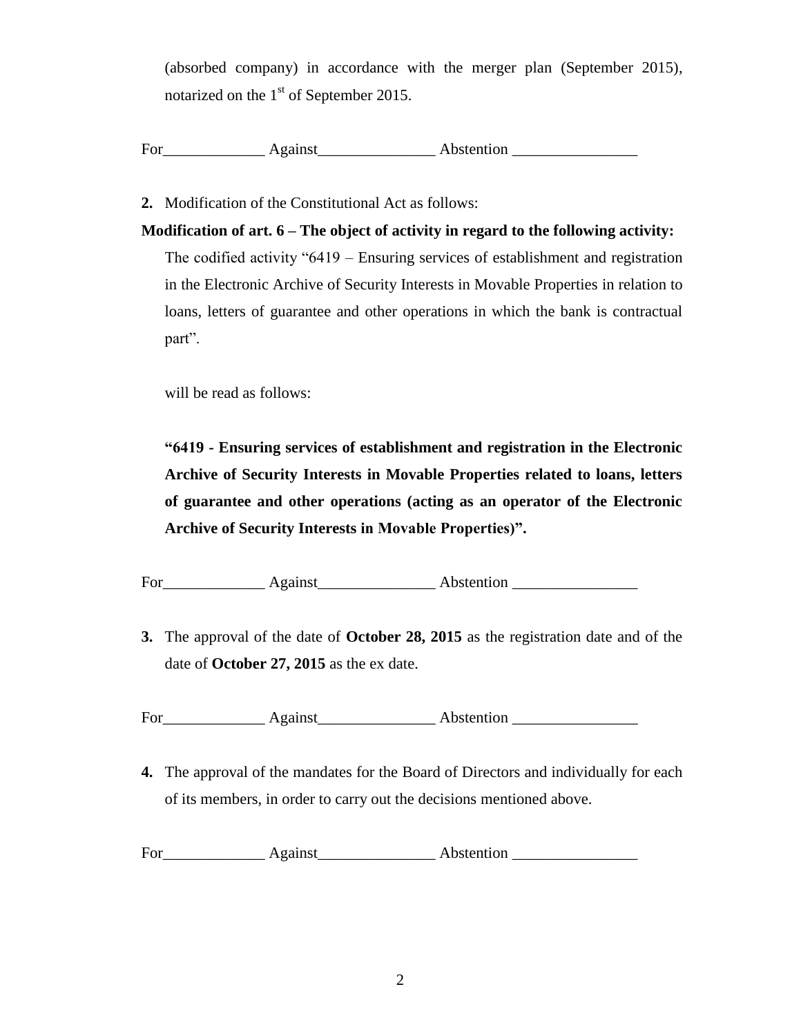(absorbed company) in accordance with the merger plan (September 2015), notarized on the 1st of September 2015.

For_____________ Against_______________ Abstention ________________

**2.** Modification of the Constitutional Act as follows:

**Modification of art. 6 – The object of activity in regard to the following activity:**

The codified activity "6419 – Ensuring services of establishment and registration in the Electronic Archive of Security Interests in Movable Properties in relation to loans, letters of guarantee and other operations in which the bank is contractual part".

will be read as follows:

**"6419 - Ensuring services of establishment and registration in the Electronic Archive of Security Interests in Movable Properties related to loans, letters of guarantee and other operations (acting as an operator of the Electronic Archive of Security Interests in Movable Properties)".**

For_____________ Against_______________ Abstention ________________

**3.** The approval of the date of **October 28, 2015** as the registration date and of the date of **October 27, 2015** as the ex date.

For_____________ Against_______________ Abstention ________________

**4.** The approval of the mandates for the Board of Directors and individually for each of its members, in order to carry out the decisions mentioned above.

For_____________ Against_______________ Abstention ________________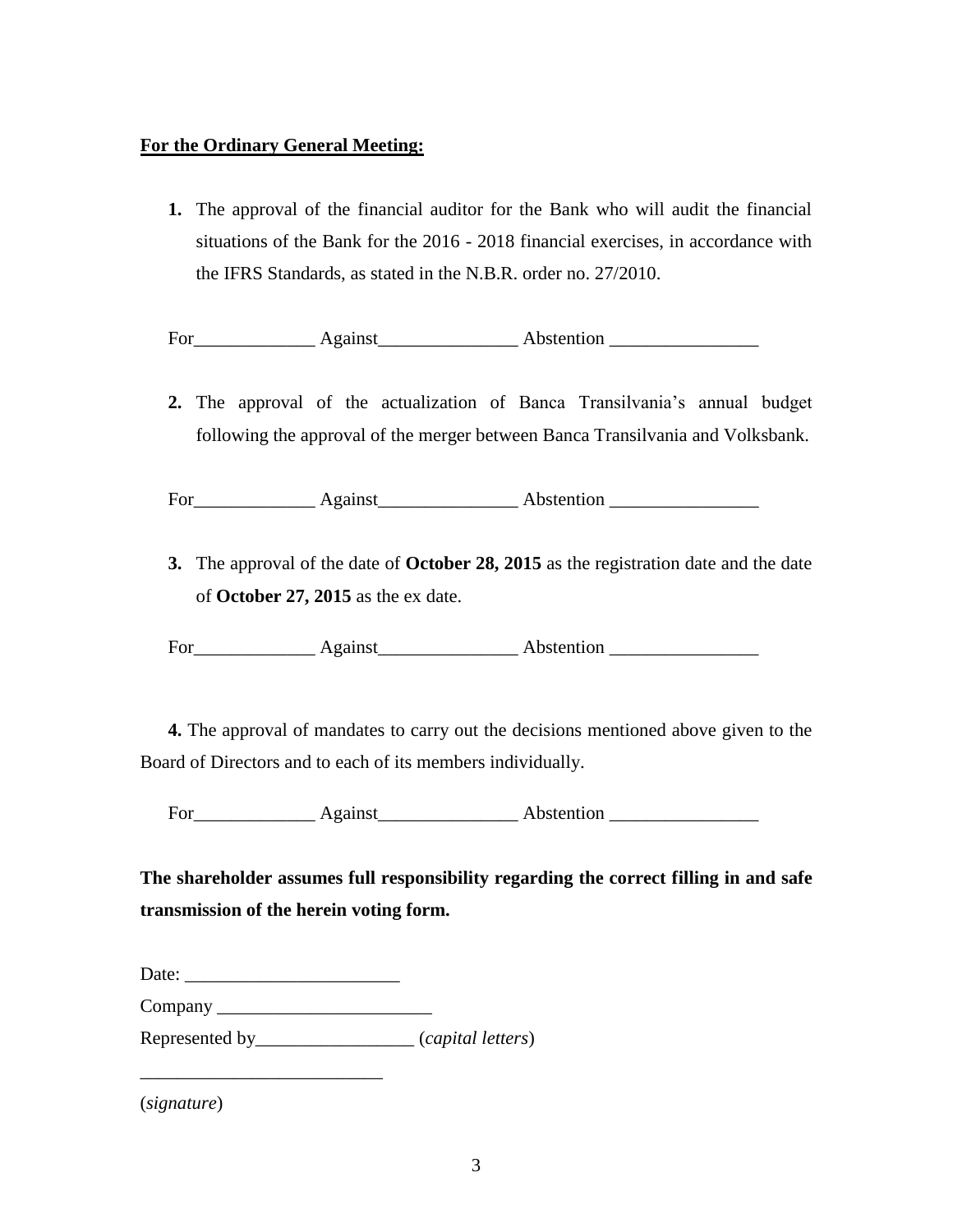**<u>For the Ordinary General Meeting:</u>**

1. The approval of the financial auditor for the Bank who will audit the financial situations of the Bank for the 2016 - 2018 financial exercises, in accordance with the IFRS Standards, as stated in the N.B.R. order no. 27/2010.

For_____________ Against_______________ Abstention ________________

2. The approval of the actualization of Banca Transilvania's annual budget following the approval of the merger between Banca Transilvania and Volksbank.

For_____________ Against_______________ Abstention ________________

3. The approval of the date of **October 28, 2015** as the registration date and the date of **October 27, 2015** as the ex date.

For_____________ Against_______________ Abstention ________________

**4.** The approval of mandates to carry out the decisions mentioned above given to the Board of Directors and to each of its members individually.

For_____________ Against_______________ Abstention ________________

**The shareholder assumes full responsibility regarding the correct filling in and safe transmission of the herein voting form.**

Date: _______________________

Company _______________________

Represented by_________________ (*capital letters*)

__________________________

(*signature*)